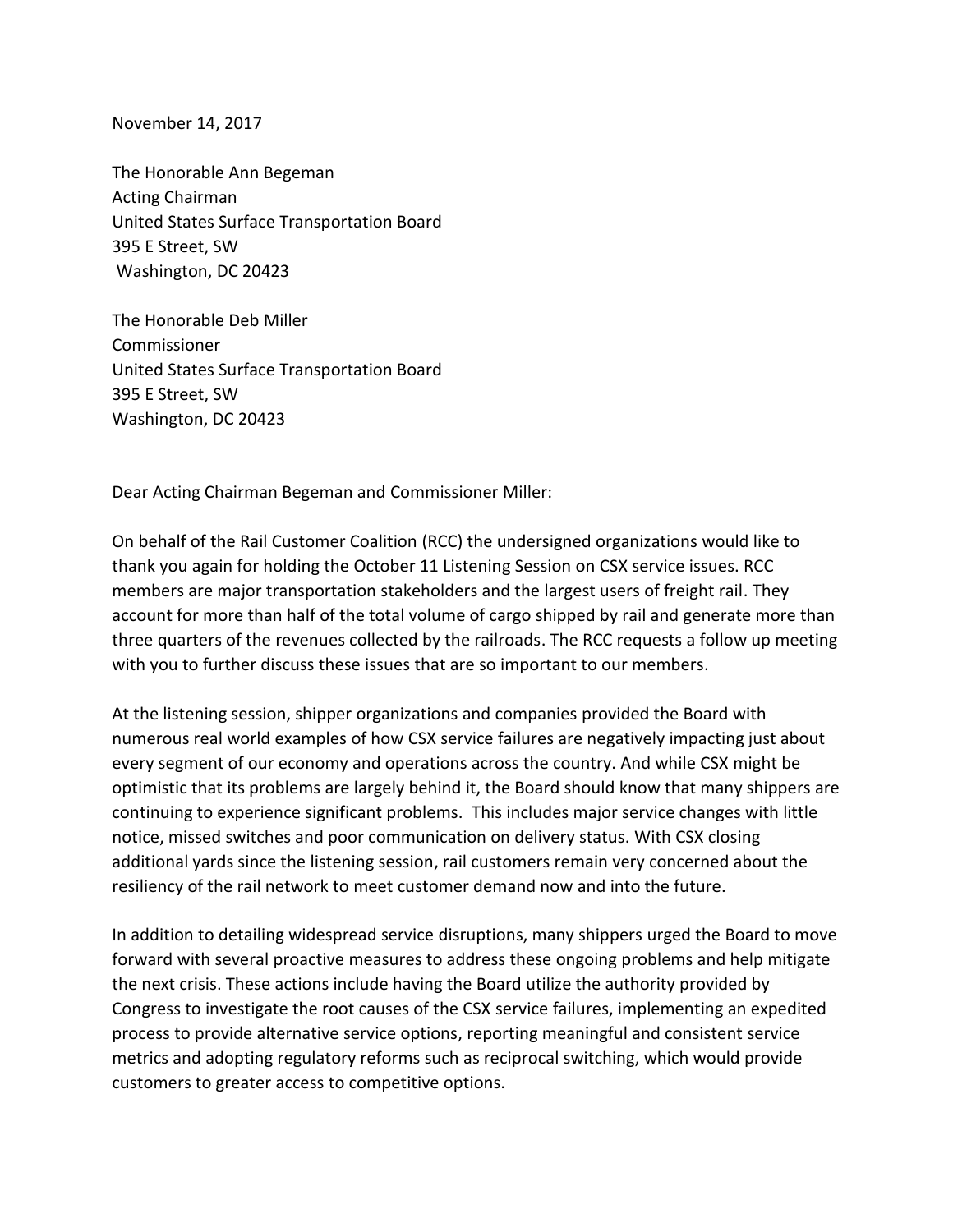November 14, 2017

The Honorable Ann Begeman  
Acting Chairman  
United States Surface Transportation Board  
395 E Street, SW  
Washington, DC 20423

The Honorable Deb Miller  
Commissioner  
United States Surface Transportation Board  
395 E Street, SW  
Washington, DC 20423

Dear Acting Chairman Begeman and Commissioner Miller:

On behalf of the Rail Customer Coalition (RCC) the undersigned organizations would like to thank you again for holding the October 11 Listening Session on CSX service issues. RCC members are major transportation stakeholders and the largest users of freight rail. They account for more than half of the total volume of cargo shipped by rail and generate more than three quarters of the revenues collected by the railroads. The RCC requests a follow up meeting with you to further discuss these issues that are so important to our members.

At the listening session, shipper organizations and companies provided the Board with numerous real world examples of how CSX service failures are negatively impacting just about every segment of our economy and operations across the country. And while CSX might be optimistic that its problems are largely behind it, the Board should know that many shippers are continuing to experience significant problems. This includes major service changes with little notice, missed switches and poor communication on delivery status. With CSX closing additional yards since the listening session, rail customers remain very concerned about the resiliency of the rail network to meet customer demand now and into the future.

In addition to detailing widespread service disruptions, many shippers urged the Board to move forward with several proactive measures to address these ongoing problems and help mitigate the next crisis. These actions include having the Board utilize the authority provided by Congress to investigate the root causes of the CSX service failures, implementing an expedited process to provide alternative service options, reporting meaningful and consistent service metrics and adopting regulatory reforms such as reciprocal switching, which would provide customers to greater access to competitive options.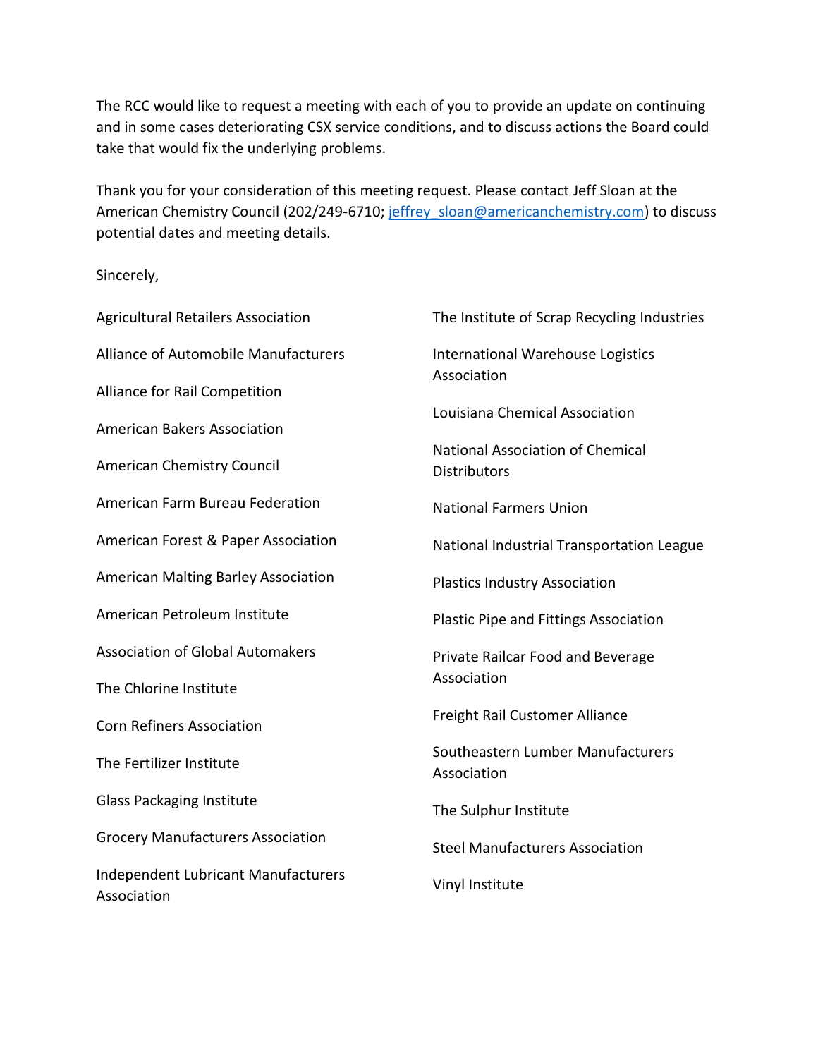The RCC would like to request a meeting with each of you to provide an update on continuing and in some cases deteriorating CSX service conditions, and to discuss actions the Board could take that would fix the underlying problems.

Thank you for your consideration of this meeting request. Please contact Jeff Sloan at the American Chemistry Council (202/249-6710; jeffrey_sloan@americanchemistry.com) to discuss potential dates and meeting details.

Sincerely,

Agricultural Retailers Association

Alliance of Automobile Manufacturers

Alliance for Rail Competition

American Bakers Association

American Chemistry Council

American Farm Bureau Federation

American Forest & Paper Association

American Malting Barley Association

American Petroleum Institute

Association of Global Automakers

The Chlorine Institute

Corn Refiners Association

The Fertilizer Institute

Glass Packaging Institute

Grocery Manufacturers Association

Independent Lubricant Manufacturers Association

The Institute of Scrap Recycling Industries

International Warehouse Logistics Association

Louisiana Chemical Association

National Association of Chemical Distributors

National Farmers Union

National Industrial Transportation League

Plastics Industry Association

Plastic Pipe and Fittings Association

Private Railcar Food and Beverage Association

Freight Rail Customer Alliance

Southeastern Lumber Manufacturers Association

The Sulphur Institute

Steel Manufacturers Association

Vinyl Institute